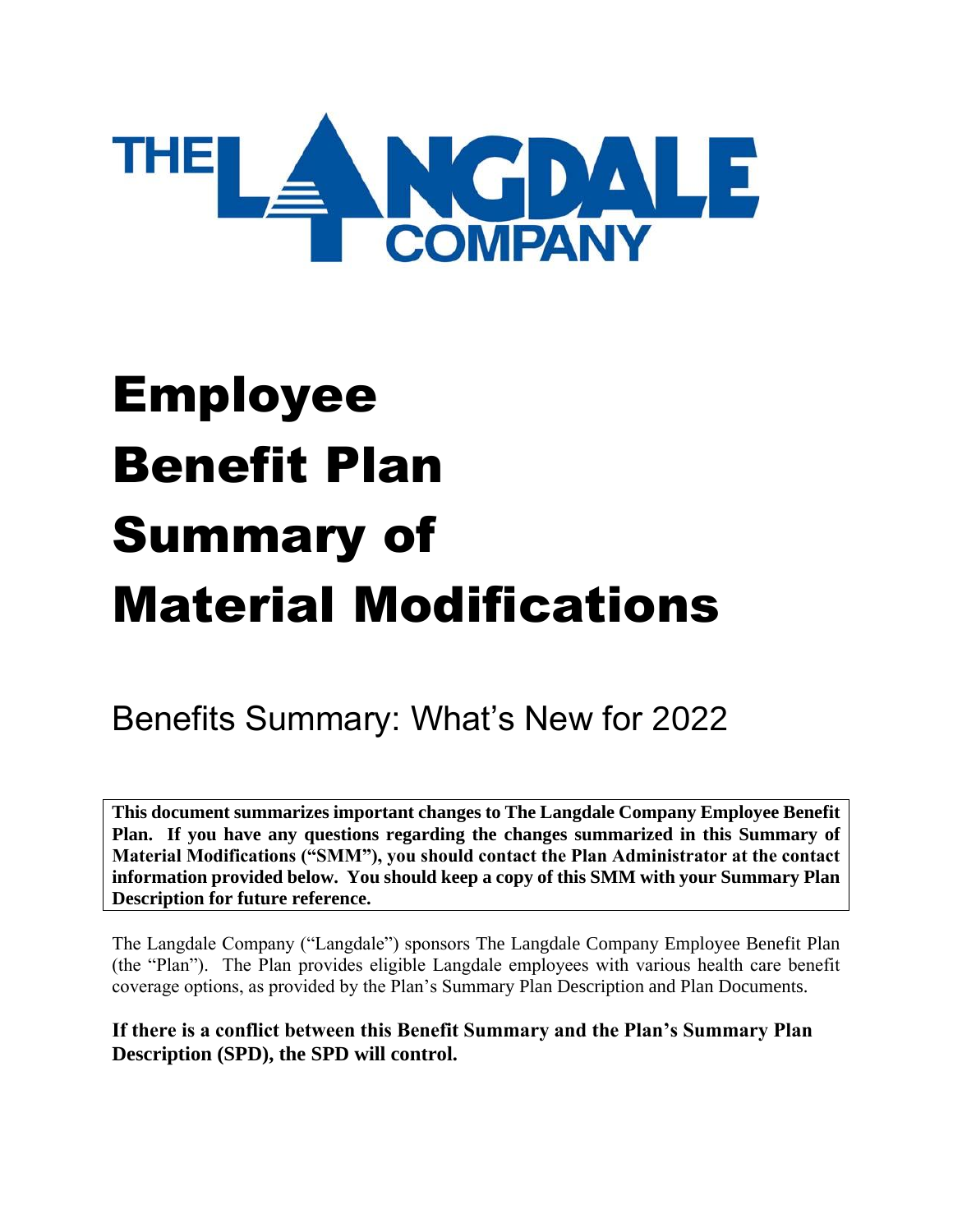THE LANGDALE COMPANY

# Employee Benefit Plan Summary of Material Modifications

## Benefits Summary: What's New for 2022

**This document summarizes important changes to The Langdale Company Employee Benefit Plan. If you have any questions regarding the changes summarized in this Summary of Material Modifications ("SMM"), you should contact the Plan Administrator at the contact information provided below. You should keep a copy of this SMM with your Summary Plan Description for future reference.**

The Langdale Company ("Langdale") sponsors The Langdale Company Employee Benefit Plan (the "Plan"). The Plan provides eligible Langdale employees with various health care benefit coverage options, as provided by the Plan's Summary Plan Description and Plan Documents.

**If there is a conflict between this Benefit Summary and the Plan's Summary Plan Description (SPD), the SPD will control.**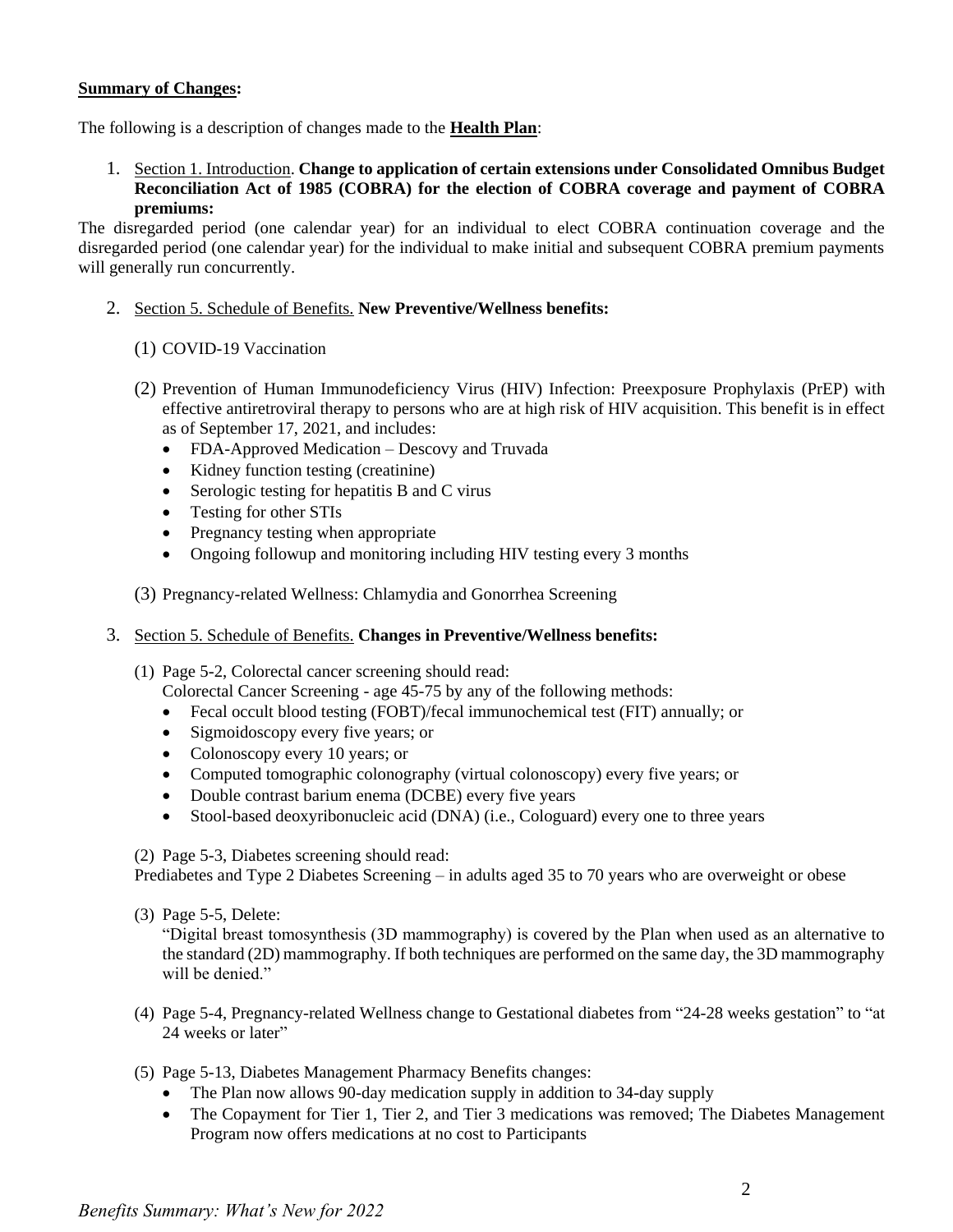**Summary of Changes:**

The following is a description of changes made to the **Health Plan**:

1. Section 1. Introduction. **Change to application of certain extensions under Consolidated Omnibus Budget Reconciliation Act of 1985 (COBRA) for the election of COBRA coverage and payment of COBRA premiums:**

The disregarded period (one calendar year) for an individual to elect COBRA continuation coverage and the disregarded period (one calendar year) for the individual to make initial and subsequent COBRA premium payments will generally run concurrently.

2. Section 5. Schedule of Benefits. **New Preventive/Wellness benefits:**

   (1) COVID-19 Vaccination

   (2) Prevention of Human Immunodeficiency Virus (HIV) Infection: Preexposure Prophylaxis (PrEP) with effective antiretroviral therapy to persons who are at high risk of HIV acquisition. This benefit is in effect as of September 17, 2021, and includes:
   - FDA-Approved Medication – Descovy and Truvada
   - Kidney function testing (creatinine)
   - Serologic testing for hepatitis B and C virus
   - Testing for other STIs
   - Pregnancy testing when appropriate
   - Ongoing followup and monitoring including HIV testing every 3 months

   (3) Pregnancy-related Wellness: Chlamydia and Gonorrhea Screening

3. Section 5. Schedule of Benefits. **Changes in Preventive/Wellness benefits:**

   (1) Page 5-2, Colorectal cancer screening should read:
   Colorectal Cancer Screening - age 45-75 by any of the following methods:
   - Fecal occult blood testing (FOBT)/fecal immunochemical test (FIT) annually; or
   - Sigmoidoscopy every five years; or
   - Colonoscopy every 10 years; or
   - Computed tomographic colonography (virtual colonoscopy) every five years; or
   - Double contrast barium enema (DCBE) every five years
   - Stool-based deoxyribonucleic acid (DNA) (i.e., Cologuard) every one to three years

   (2) Page 5-3, Diabetes screening should read:
   Prediabetes and Type 2 Diabetes Screening – in adults aged 35 to 70 years who are overweight or obese

   (3) Page 5-5, Delete:
   "Digital breast tomosynthesis (3D mammography) is covered by the Plan when used as an alternative to the standard (2D) mammography. If both techniques are performed on the same day, the 3D mammography will be denied."

   (4) Page 5-4, Pregnancy-related Wellness change to Gestational diabetes from "24-28 weeks gestation" to "at 24 weeks or later"

   (5) Page 5-13, Diabetes Management Pharmacy Benefits changes:
   - The Plan now allows 90-day medication supply in addition to 34-day supply
   - The Copayment for Tier 1, Tier 2, and Tier 3 medications was removed; The Diabetes Management Program now offers medications at no cost to Participants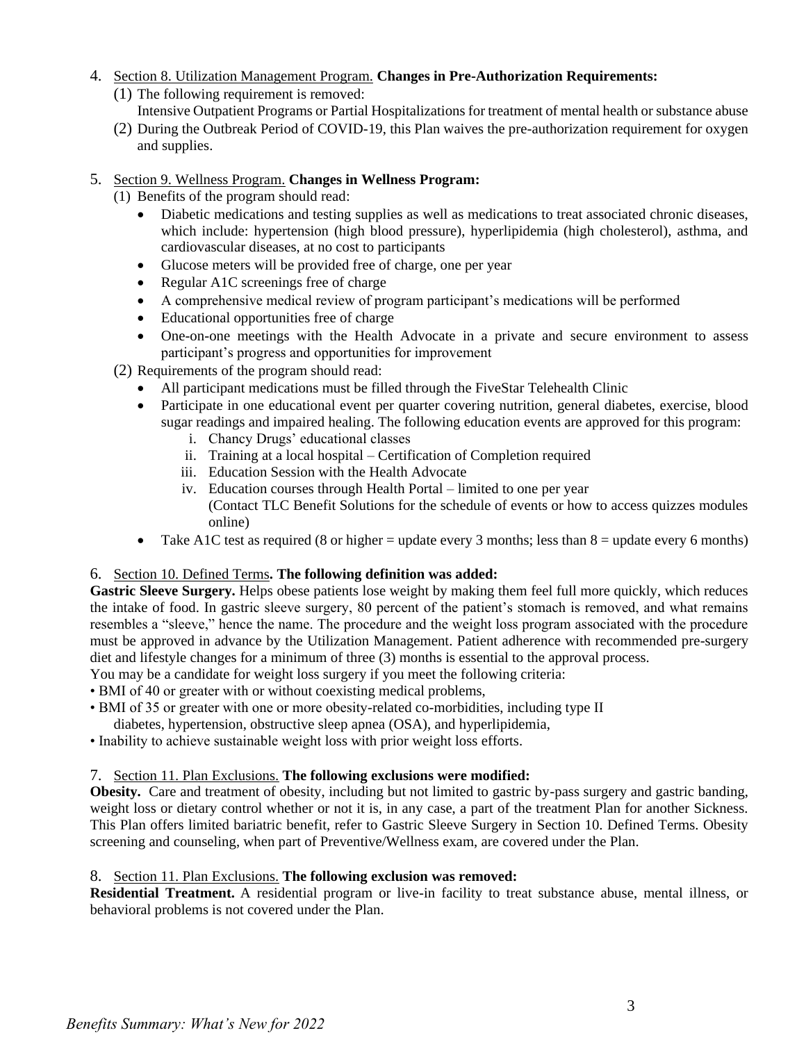4. Section 8. Utilization Management Program. **Changes in Pre-Authorization Requirements:**
   (1) The following requirement is removed:
   Intensive Outpatient Programs or Partial Hospitalizations for treatment of mental health or substance abuse
   (2) During the Outbreak Period of COVID-19, this Plan waives the pre-authorization requirement for oxygen and supplies.

5. Section 9. Wellness Program. **Changes in Wellness Program:**
   (1) Benefits of the program should read:
   - Diabetic medications and testing supplies as well as medications to treat associated chronic diseases, which include: hypertension (high blood pressure), hyperlipidemia (high cholesterol), asthma, and cardiovascular diseases, at no cost to participants
   - Glucose meters will be provided free of charge, one per year
   - Regular A1C screenings free of charge
   - A comprehensive medical review of program participant's medications will be performed
   - Educational opportunities free of charge
   - One-on-one meetings with the Health Advocate in a private and secure environment to assess participant's progress and opportunities for improvement

   (2) Requirements of the program should read:
   - All participant medications must be filled through the FiveStar Telehealth Clinic
   - Participate in one educational event per quarter covering nutrition, general diabetes, exercise, blood sugar readings and impaired healing. The following education events are approved for this program:
     i. Chancy Drugs' educational classes
     ii. Training at a local hospital – Certification of Completion required
     iii. Education Session with the Health Advocate
     iv. Education courses through Health Portal – limited to one per year
     (Contact TLC Benefit Solutions for the schedule of events or how to access quizzes modules online)
   - Take A1C test as required (8 or higher = update every 3 months; less than 8 = update every 6 months)

6. Section 10. Defined Terms**. The following definition was added:**

**Gastric Sleeve Surgery.** Helps obese patients lose weight by making them feel full more quickly, which reduces the intake of food. In gastric sleeve surgery, 80 percent of the patient's stomach is removed, and what remains resembles a "sleeve," hence the name. The procedure and the weight loss program associated with the procedure must be approved in advance by the Utilization Management. Patient adherence with recommended pre-surgery diet and lifestyle changes for a minimum of three (3) months is essential to the approval process.

You may be a candidate for weight loss surgery if you meet the following criteria:

- BMI of 40 or greater with or without coexisting medical problems,
- BMI of 35 or greater with one or more obesity-related co-morbidities, including type II diabetes, hypertension, obstructive sleep apnea (OSA), and hyperlipidemia,
- Inability to achieve sustainable weight loss with prior weight loss efforts.

7. Section 11. Plan Exclusions. **The following exclusions were modified:**

**Obesity.** Care and treatment of obesity, including but not limited to gastric by-pass surgery and gastric banding, weight loss or dietary control whether or not it is, in any case, a part of the treatment Plan for another Sickness. This Plan offers limited bariatric benefit, refer to Gastric Sleeve Surgery in Section 10. Defined Terms. Obesity screening and counseling, when part of Preventive/Wellness exam, are covered under the Plan.

8. Section 11. Plan Exclusions. **The following exclusion was removed:**

**Residential Treatment.** A residential program or live-in facility to treat substance abuse, mental illness, or behavioral problems is not covered under the Plan.